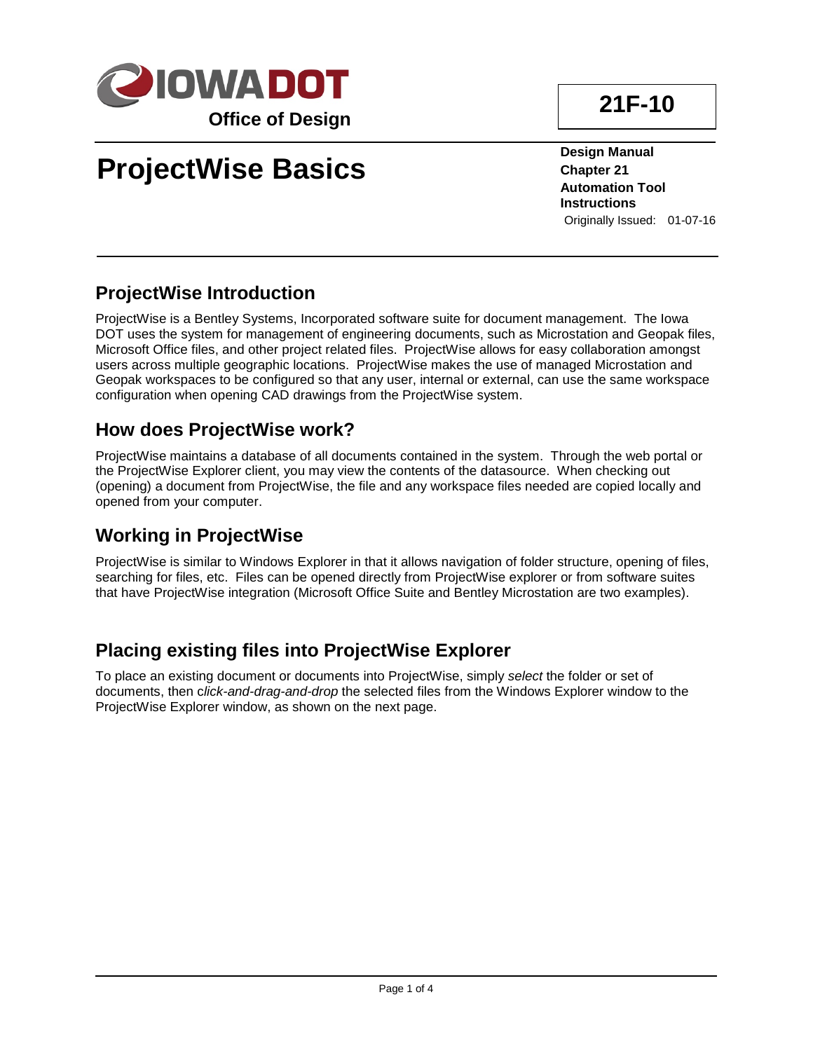**IOWA DOT**

**Office of Design**

**21F-10**

# ProjectWise Basics

**Design Manual**
**Chapter 21**
**Automation Tool Instructions**
Originally Issued: 01-07-16

## ProjectWise Introduction

ProjectWise is a Bentley Systems, Incorporated software suite for document management. The Iowa DOT uses the system for management of engineering documents, such as Microstation and Geopak files, Microsoft Office files, and other project related files. ProjectWise allows for easy collaboration amongst users across multiple geographic locations. ProjectWise makes the use of managed Microstation and Geopak workspaces to be configured so that any user, internal or external, can use the same workspace configuration when opening CAD drawings from the ProjectWise system.

## How does ProjectWise work?

ProjectWise maintains a database of all documents contained in the system. Through the web portal or the ProjectWise Explorer client, you may view the contents of the datasource. When checking out (opening) a document from ProjectWise, the file and any workspace files needed are copied locally and opened from your computer.

## Working in ProjectWise

ProjectWise is similar to Windows Explorer in that it allows navigation of folder structure, opening of files, searching for files, etc. Files can be opened directly from ProjectWise explorer or from software suites that have ProjectWise integration (Microsoft Office Suite and Bentley Microstation are two examples).

## Placing existing files into ProjectWise Explorer

To place an existing document or documents into ProjectWise, simply *select* the folder or set of documents, then c*lick-and-drag-and-drop* the selected files from the Windows Explorer window to the ProjectWise Explorer window, as shown on the next page.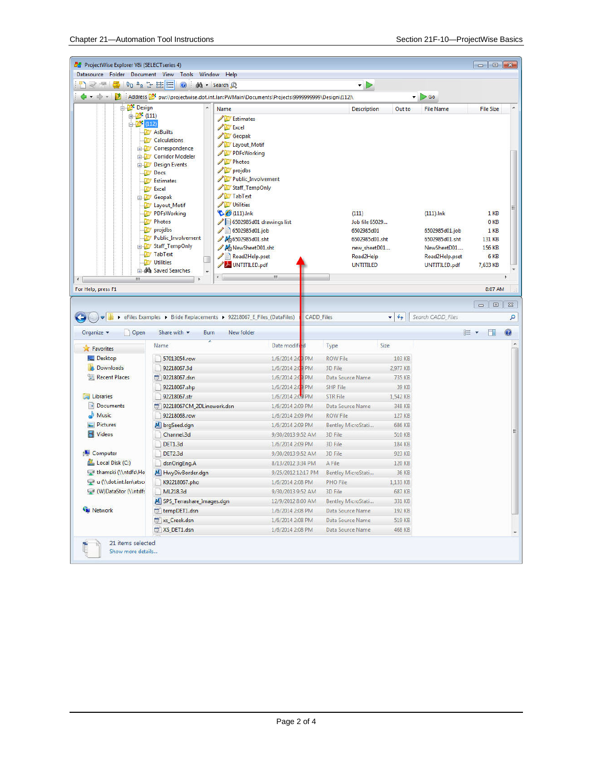ProjectWise Explorer V8i (SELECTseries 4)

Address: pw:\\projectwise.dot.int.lan:PWMain\Documents\Projects\9999999999\Design\(112)\

| Name | Description | Out to | File Name | File Size |
|---|---|---|---|---|
| Estimates | | | | |
| Excel | | | | |
| Geopak | | | | |
| Layout_Motif | | | | |
| PDFsWorking | | | | |
| Photos | | | | |
| projdbs | | | | |
| Public_Involvement | | | | |
| Staff_TempOnly | | | | |
| TabText | | | | |
| Utilities | | | | |
| (111).lnk | (111) | | (111).lnk | 1 KB |
| 6502985d01 drawings list | Job file 65029... | | | 0 KB |
| 6502985d01.job | 6502985d01 | | 6502985d01.job | 1 KB |
| 6502985d01.sht | 6502985d01.sht | | 6502985d01.sht | 131 KB |
| NewSheetD01.sht | new_sheetD01... | | NewSheetD01.... | 156 KB |
| Road2Help.pset | Road2Help | | Road2Help.pset | 6 KB |
| UNTITLED.pdf | UNTITLED | | UNTITLED.pdf | 7,633 KB |

eFiles Examples ▸ Bride Replacements ▸ 92218067_E_Files_(DataFiles) ▸ CADD_Files

| Name | Date modified | Type | Size |
|---|---|---|---|
| 57013054.row | 1/6/2014 2:09 PM | ROW File | 103 KB |
| 92218067.3d | 1/6/2014 2:09 PM | 3D File | 2,977 KB |
| 92218067.dsn | 1/6/2014 2:09 PM | Data Source Name | 735 KB |
| 92218067.shp | 1/6/2014 2:09 PM | SHP File | 39 KB |
| 92218067.str | 1/6/2014 2:09 PM | STR File | 1,542 KB |
| 92218067CM_2DLinework.dsn | 1/6/2014 2:09 PM | Data Source Name | 348 KB |
| 92218068.row | 1/6/2014 2:09 PM | ROW File | 127 KB |
| brgSeed.dgn | 1/6/2014 2:09 PM | Bentley MicroStati... | 686 KB |
| Channel.3d | 9/30/2013 9:52 AM | 3D File | 510 KB |
| DET1.3d | 1/6/2014 2:09 PM | 3D File | 184 KB |
| DET2.3d | 9/30/2013 9:52 AM | 3D File | 923 KB |
| dsnOrigEng.A | 8/13/2012 3:34 PM | A File | 120 KB |
| HwyDivBorder.dgn | 9/25/2012 12:17 PM | Bentley MicroStati... | 36 KB |
| K92218067.pho | 1/6/2014 2:08 PM | PHO File | 1,133 KB |
| ML218.3d | 9/30/2013 9:52 AM | 3D File | 687 KB |
| SPS_Terrashare_Images.dgn | 12/9/2012 8:00 AM | Bentley MicroStati... | 331 KB |
| tempDET1.dsn | 1/6/2014 2:08 PM | Data Source Name | 192 KB |
| xs_Creek.dsn | 1/6/2014 2:08 PM | Data Source Name | 519 KB |
| XS_DET1.dsn | 1/6/2014 2:08 PM | Data Source Name | 468 KB |

21 items selected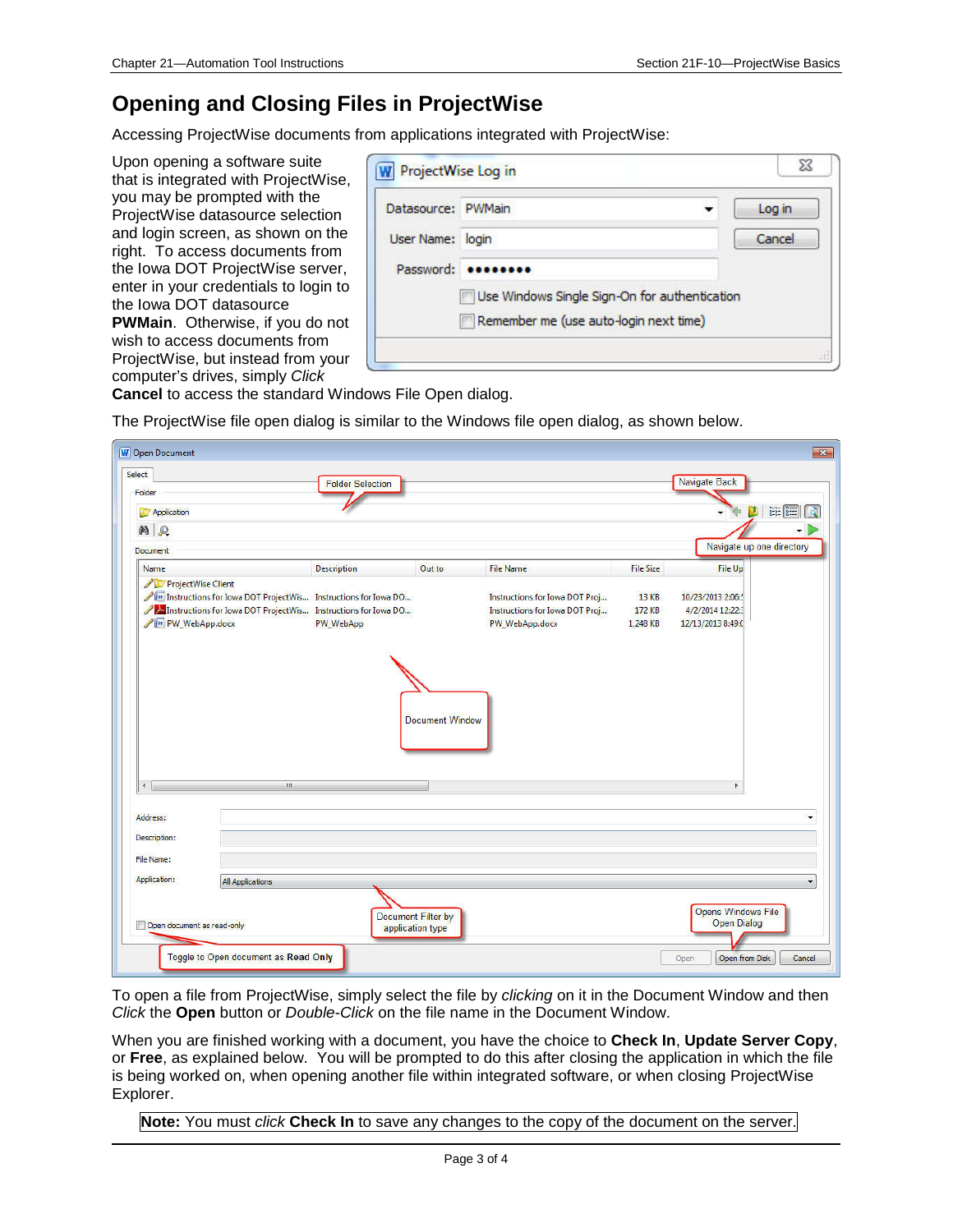# Opening and Closing Files in ProjectWise

Accessing ProjectWise documents from applications integrated with ProjectWise:

Upon opening a software suite that is integrated with ProjectWise, you may be prompted with the ProjectWise datasource selection and login screen, as shown on the right. To access documents from the Iowa DOT ProjectWise server, enter in your credentials to login to the Iowa DOT datasource **PWMain**. Otherwise, if you do not wish to access documents from ProjectWise, but instead from your computer's drives, simply *Click* **Cancel** to access the standard Windows File Open dialog.

The ProjectWise file open dialog is similar to the Windows file open dialog, as shown below.

To open a file from ProjectWise, simply select the file by *clicking* on it in the Document Window and then *Click* the **Open** button or *Double-Click* on the file name in the Document Window.

When you are finished working with a document, you have the choice to **Check In**, **Update Server Copy**, or **Free**, as explained below. You will be prompted to do this after closing the application in which the file is being worked on, when opening another file within integrated software, or when closing ProjectWise Explorer.

**Note:** You must *click* **Check In** to save any changes to the copy of the document on the server.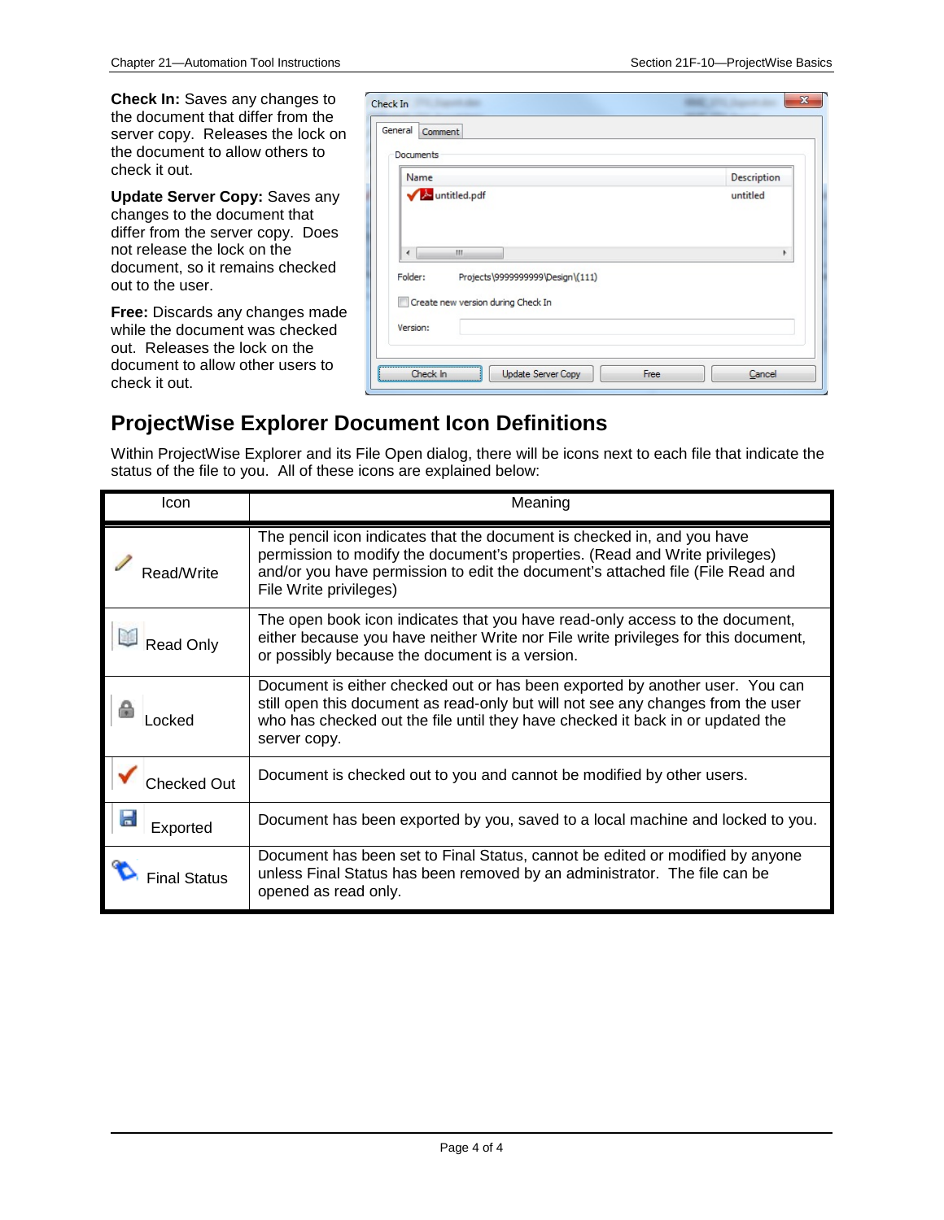**Check In:** Saves any changes to the document that differ from the server copy. Releases the lock on the document to allow others to check it out.

**Update Server Copy:** Saves any changes to the document that differ from the server copy. Does not release the lock on the document, so it remains checked out to the user.

**Free:** Discards any changes made while the document was checked out. Releases the lock on the document to allow other users to check it out.

## ProjectWise Explorer Document Icon Definitions

Within ProjectWise Explorer and its File Open dialog, there will be icons next to each file that indicate the status of the file to you. All of these icons are explained below:

| Icon | Meaning |
|---|---|
| Read/Write | The pencil icon indicates that the document is checked in, and you have permission to modify the document's properties. (Read and Write privileges) and/or you have permission to edit the document's attached file (File Read and File Write privileges) |
| Read Only | The open book icon indicates that you have read-only access to the document, either because you have neither Write nor File write privileges for this document, or possibly because the document is a version. |
| Locked | Document is either checked out or has been exported by another user. You can still open this document as read-only but will not see any changes from the user who has checked out the file until they have checked it back in or updated the server copy. |
| Checked Out | Document is checked out to you and cannot be modified by other users. |
| Exported | Document has been exported by you, saved to a local machine and locked to you. |
| Final Status | Document has been set to Final Status, cannot be edited or modified by anyone unless Final Status has been removed by an administrator. The file can be opened as read only. |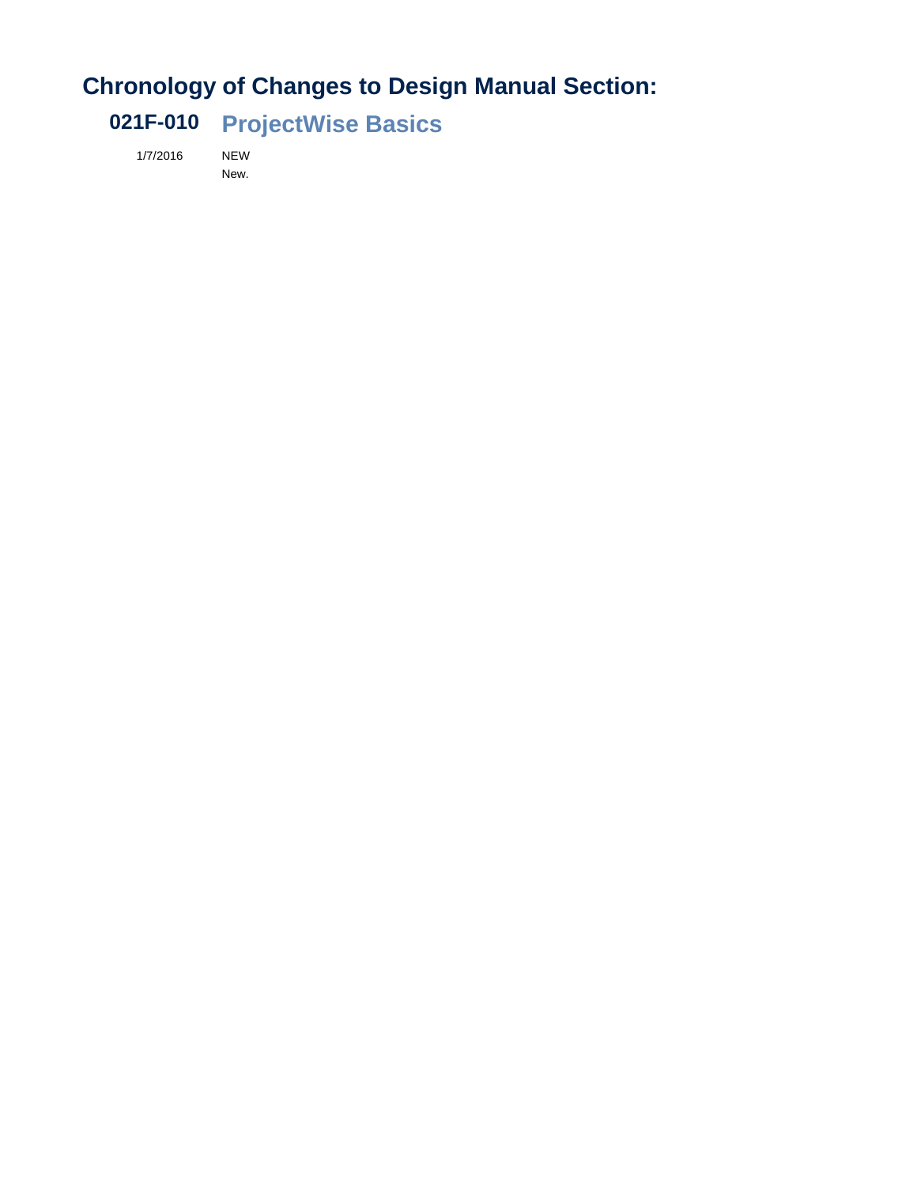# Chronology of Changes to Design Manual Section:

## 021F-010 ProjectWise Basics

| | |
|---|---|
| 1/7/2016 | NEW<br>New. |